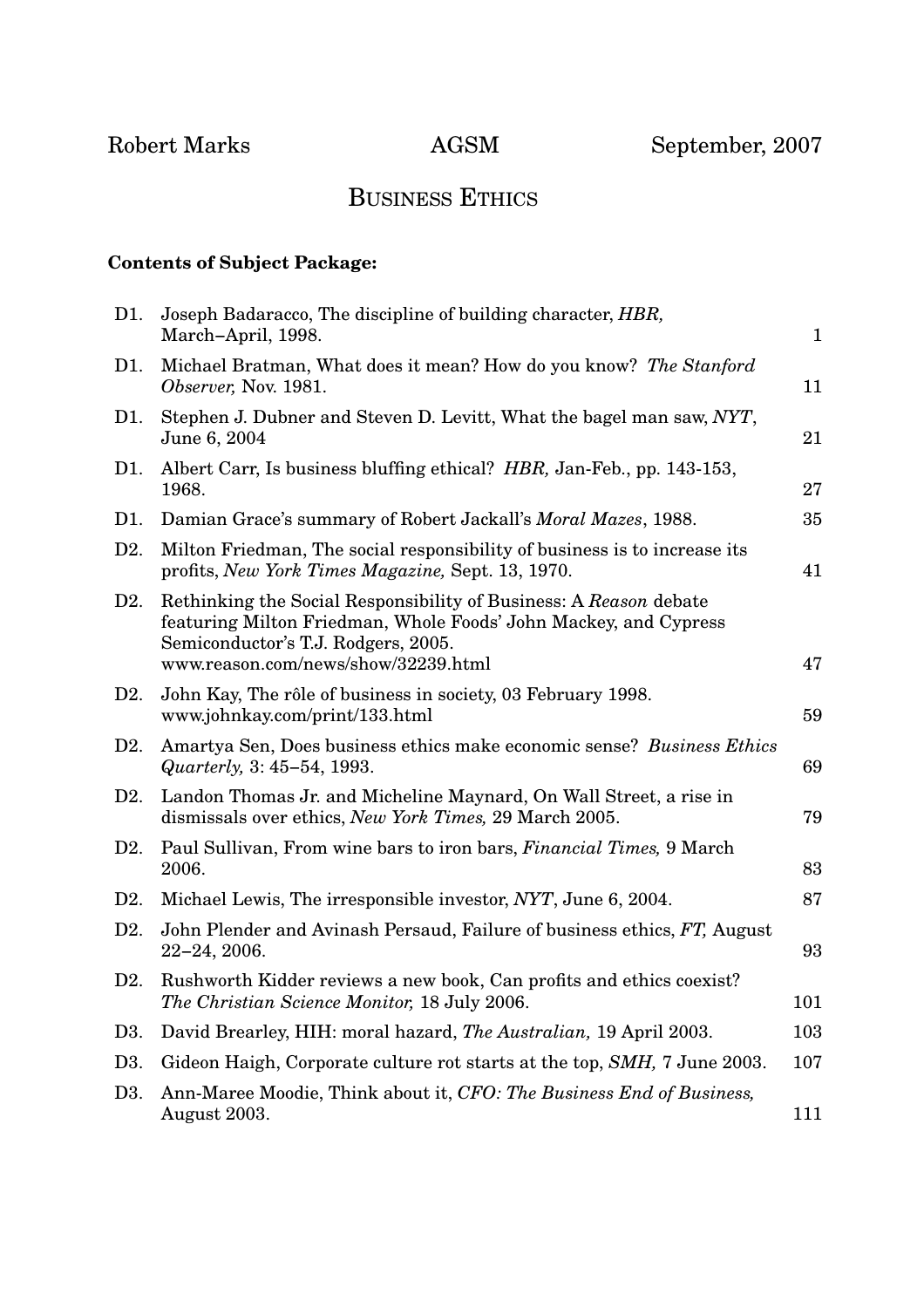Robert Marks | AGSM | September, 2007

# BUSINESS ETHICS

**Contents of Subject Package:**

| | | |
|---|---|---|
| D1. | Joseph Badaracco, The discipline of building character, *HBR,* March–April, 1998. | 1 |
| D1. | Michael Bratman, What does it mean? How do you know? *The Stanford Observer,* Nov. 1981. | 11 |
| D1. | Stephen J. Dubner and Steven D. Levitt, What the bagel man saw, *NYT*, June 6, 2004 | 21 |
| D1. | Albert Carr, Is business bluffing ethical? *HBR,* Jan-Feb., pp. 143-153, 1968. | 27 |
| D1. | Damian Grace's summary of Robert Jackall's *Moral Mazes*, 1988. | 35 |
| D2. | Milton Friedman, The social responsibility of business is to increase its profits, *New York Times Magazine,* Sept. 13, 1970. | 41 |
| D2. | Rethinking the Social Responsibility of Business: A *Reason* debate featuring Milton Friedman, Whole Foods' John Mackey, and Cypress Semiconductor's T.J. Rodgers, 2005. www.reason.com/news/show/32239.html | 47 |
| D2. | John Kay, The rôle of business in society, 03 February 1998. www.johnkay.com/print/133.html | 59 |
| D2. | Amartya Sen, Does business ethics make economic sense? *Business Ethics Quarterly,* 3: 45–54, 1993. | 69 |
| D2. | Landon Thomas Jr. and Micheline Maynard, On Wall Street, a rise in dismissals over ethics, *New York Times,* 29 March 2005. | 79 |
| D2. | Paul Sullivan, From wine bars to iron bars, *Financial Times,* 9 March 2006. | 83 |
| D2. | Michael Lewis, The irresponsible investor, *NYT*, June 6, 2004. | 87 |
| D2. | John Plender and Avinash Persaud, Failure of business ethics, *FT,* August 22–24, 2006. | 93 |
| D2. | Rushworth Kidder reviews a new book, Can profits and ethics coexist? *The Christian Science Monitor,* 18 July 2006. | 101 |
| D3. | David Brearley, HIH: moral hazard, *The Australian,* 19 April 2003. | 103 |
| D3. | Gideon Haigh, Corporate culture rot starts at the top, *SMH,* 7 June 2003. | 107 |
| D3. | Ann-Maree Moodie, Think about it, *CFO: The Business End of Business,* August 2003. | 111 |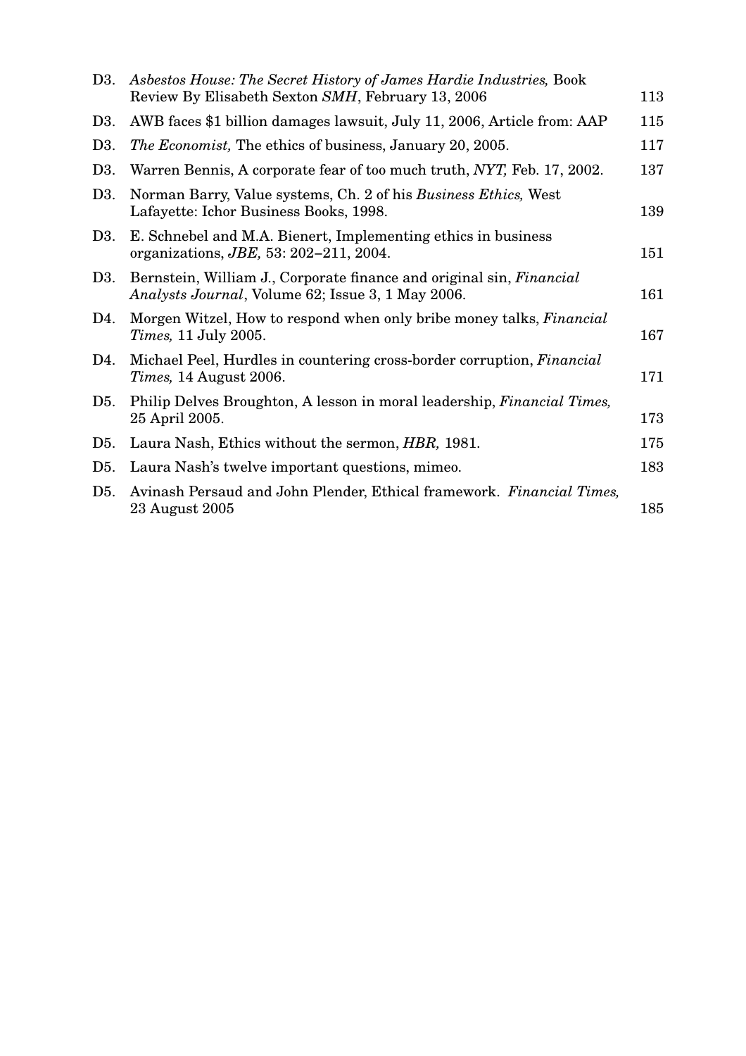| | | |
|---|---|---|
| D3. | *Asbestos House: The Secret History of James Hardie Industries,* Book Review By Elisabeth Sexton *SMH*, February 13, 2006 | 113 |
| D3. | AWB faces $1 billion damages lawsuit, July 11, 2006, Article from: AAP | 115 |
| D3. | *The Economist,* The ethics of business, January 20, 2005. | 117 |
| D3. | Warren Bennis, A corporate fear of too much truth, *NYT,* Feb. 17, 2002. | 137 |
| D3. | Norman Barry, Value systems, Ch. 2 of his *Business Ethics,* West Lafayette: Ichor Business Books, 1998. | 139 |
| D3. | E. Schnebel and M.A. Bienert, Implementing ethics in business organizations, *JBE,* 53: 202–211, 2004. | 151 |
| D3. | Bernstein, William J., Corporate finance and original sin, *Financial Analysts Journal*, Volume 62; Issue 3, 1 May 2006. | 161 |
| D4. | Morgen Witzel, How to respond when only bribe money talks, *Financial Times,* 11 July 2005. | 167 |
| D4. | Michael Peel, Hurdles in countering cross-border corruption, *Financial Times,* 14 August 2006. | 171 |
| D5. | Philip Delves Broughton, A lesson in moral leadership, *Financial Times,* 25 April 2005. | 173 |
| D5. | Laura Nash, Ethics without the sermon, *HBR,* 1981. | 175 |
| D5. | Laura Nash's twelve important questions, mimeo. | 183 |
| D5. | Avinash Persaud and John Plender, Ethical framework. *Financial Times,* 23 August 2005 | 185 |